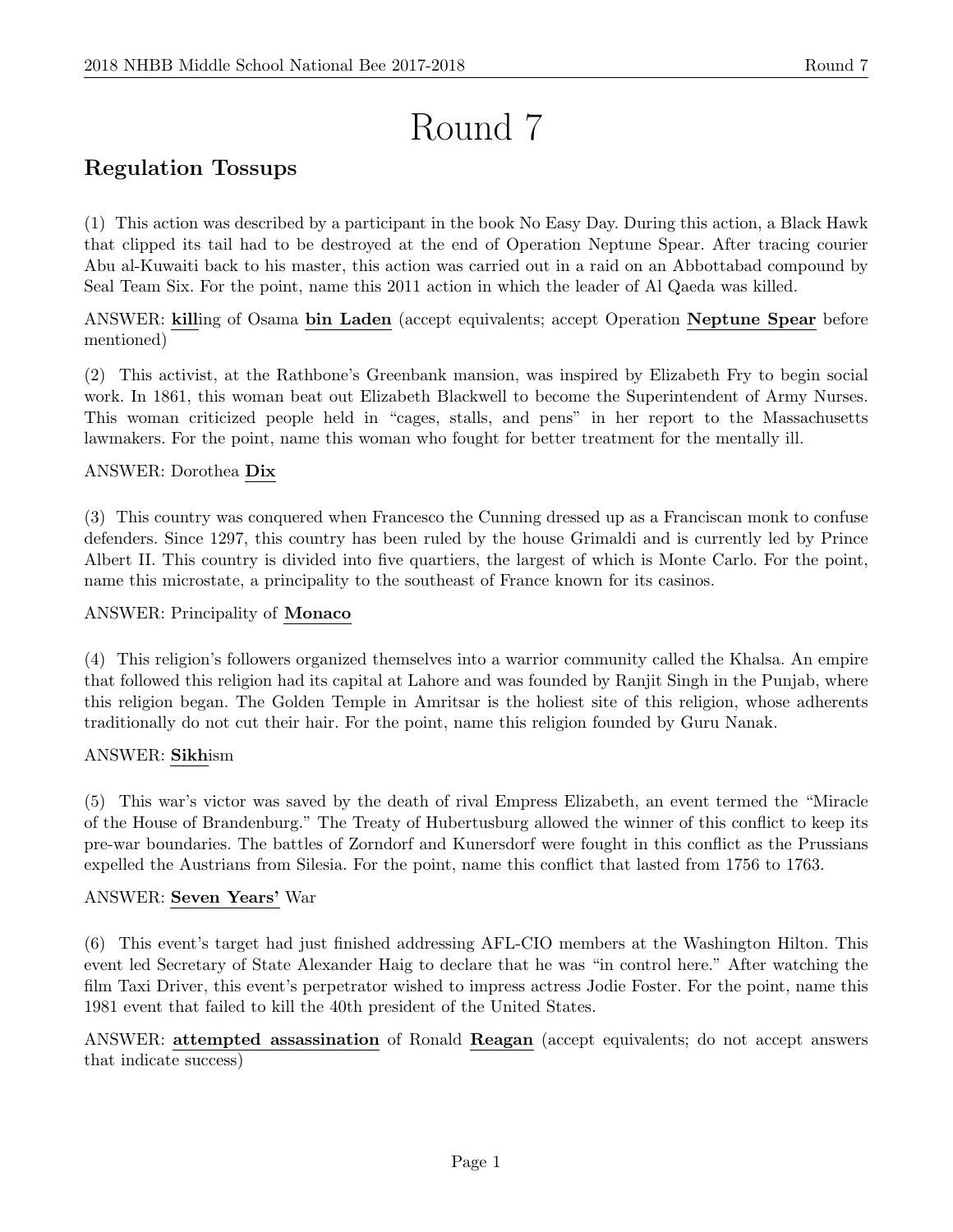# Round 7

## Regulation Tossups

(1) This action was described by a participant in the book No Easy Day. During this action, a Black Hawk that clipped its tail had to be destroyed at the end of Operation Neptune Spear. After tracing courier Abu al-Kuwaiti back to his master, this action was carried out in a raid on an Abbottabad compound by Seal Team Six. For the point, name this 2011 action in which the leader of Al Qaeda was killed.

ANSWER: **kill**ing of Osama **bin Laden** (accept equivalents; accept Operation **Neptune Spear** before mentioned)

(2) This activist, at the Rathbone's Greenbank mansion, was inspired by Elizabeth Fry to begin social work. In 1861, this woman beat out Elizabeth Blackwell to become the Superintendent of Army Nurses. This woman criticized people held in "cages, stalls, and pens" in her report to the Massachusetts lawmakers. For the point, name this woman who fought for better treatment for the mentally ill.

ANSWER: Dorothea **Dix**

(3) This country was conquered when Francesco the Cunning dressed up as a Franciscan monk to confuse defenders. Since 1297, this country has been ruled by the house Grimaldi and is currently led by Prince Albert II. This country is divided into five quartiers, the largest of which is Monte Carlo. For the point, name this microstate, a principality to the southeast of France known for its casinos.

ANSWER: Principality of **Monaco**

(4) This religion's followers organized themselves into a warrior community called the Khalsa. An empire that followed this religion had its capital at Lahore and was founded by Ranjit Singh in the Punjab, where this religion began. The Golden Temple in Amritsar is the holiest site of this religion, whose adherents traditionally do not cut their hair. For the point, name this religion founded by Guru Nanak.

ANSWER: **Sikh**ism

(5) This war's victor was saved by the death of rival Empress Elizabeth, an event termed the "Miracle of the House of Brandenburg." The Treaty of Hubertusburg allowed the winner of this conflict to keep its pre-war boundaries. The battles of Zorndorf and Kunersdorf were fought in this conflict as the Prussians expelled the Austrians from Silesia. For the point, name this conflict that lasted from 1756 to 1763.

ANSWER: **Seven Years'** War

(6) This event's target had just finished addressing AFL-CIO members at the Washington Hilton. This event led Secretary of State Alexander Haig to declare that he was "in control here." After watching the film Taxi Driver, this event's perpetrator wished to impress actress Jodie Foster. For the point, name this 1981 event that failed to kill the 40th president of the United States.

ANSWER: **attempted assassination** of Ronald **Reagan** (accept equivalents; do not accept answers that indicate success)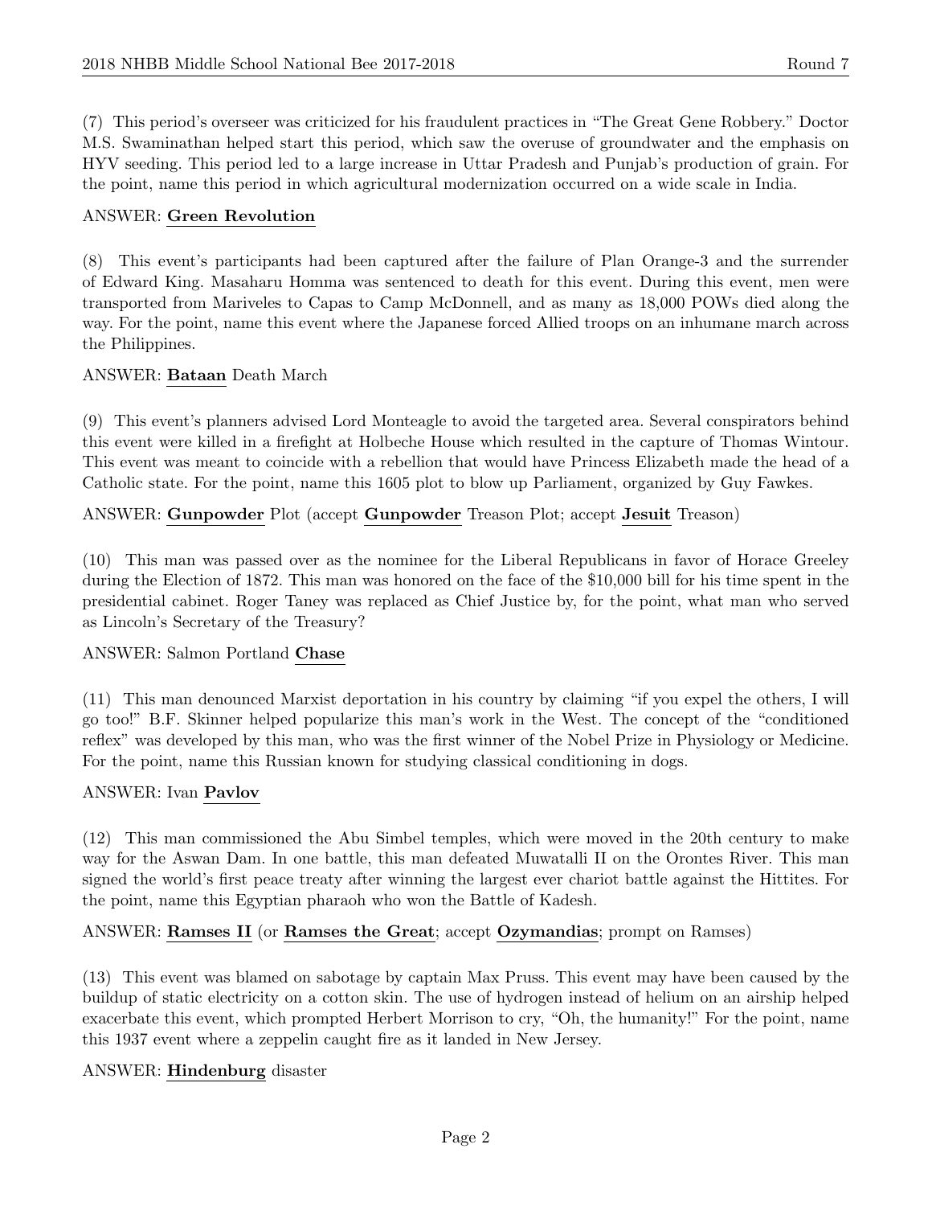(7) This period's overseer was criticized for his fraudulent practices in "The Great Gene Robbery." Doctor M.S. Swaminathan helped start this period, which saw the overuse of groundwater and the emphasis on HYV seeding. This period led to a large increase in Uttar Pradesh and Punjab's production of grain. For the point, name this period in which agricultural modernization occurred on a wide scale in India.

ANSWER: **Green Revolution**

(8) This event's participants had been captured after the failure of Plan Orange-3 and the surrender of Edward King. Masaharu Homma was sentenced to death for this event. During this event, men were transported from Mariveles to Capas to Camp McDonnell, and as many as 18,000 POWs died along the way. For the point, name this event where the Japanese forced Allied troops on an inhumane march across the Philippines.

ANSWER: **Bataan** Death March

(9) This event's planners advised Lord Monteagle to avoid the targeted area. Several conspirators behind this event were killed in a firefight at Holbeche House which resulted in the capture of Thomas Wintour. This event was meant to coincide with a rebellion that would have Princess Elizabeth made the head of a Catholic state. For the point, name this 1605 plot to blow up Parliament, organized by Guy Fawkes.

ANSWER: **Gunpowder** Plot (accept **Gunpowder** Treason Plot; accept **Jesuit** Treason)

(10) This man was passed over as the nominee for the Liberal Republicans in favor of Horace Greeley during the Election of 1872. This man was honored on the face of the $10,000 bill for his time spent in the presidential cabinet. Roger Taney was replaced as Chief Justice by, for the point, what man who served as Lincoln's Secretary of the Treasury?

ANSWER: Salmon Portland **Chase**

(11) This man denounced Marxist deportation in his country by claiming "if you expel the others, I will go too!" B.F. Skinner helped popularize this man's work in the West. The concept of the "conditioned reflex" was developed by this man, who was the first winner of the Nobel Prize in Physiology or Medicine. For the point, name this Russian known for studying classical conditioning in dogs.

ANSWER: Ivan **Pavlov**

(12) This man commissioned the Abu Simbel temples, which were moved in the 20th century to make way for the Aswan Dam. In one battle, this man defeated Muwatalli II on the Orontes River. This man signed the world's first peace treaty after winning the largest ever chariot battle against the Hittites. For the point, name this Egyptian pharaoh who won the Battle of Kadesh.

ANSWER: **Ramses II** (or **Ramses the Great**; accept **Ozymandias**; prompt on Ramses)

(13) This event was blamed on sabotage by captain Max Pruss. This event may have been caused by the buildup of static electricity on a cotton skin. The use of hydrogen instead of helium on an airship helped exacerbate this event, which prompted Herbert Morrison to cry, "Oh, the humanity!" For the point, name this 1937 event where a zeppelin caught fire as it landed in New Jersey.

ANSWER: **Hindenburg** disaster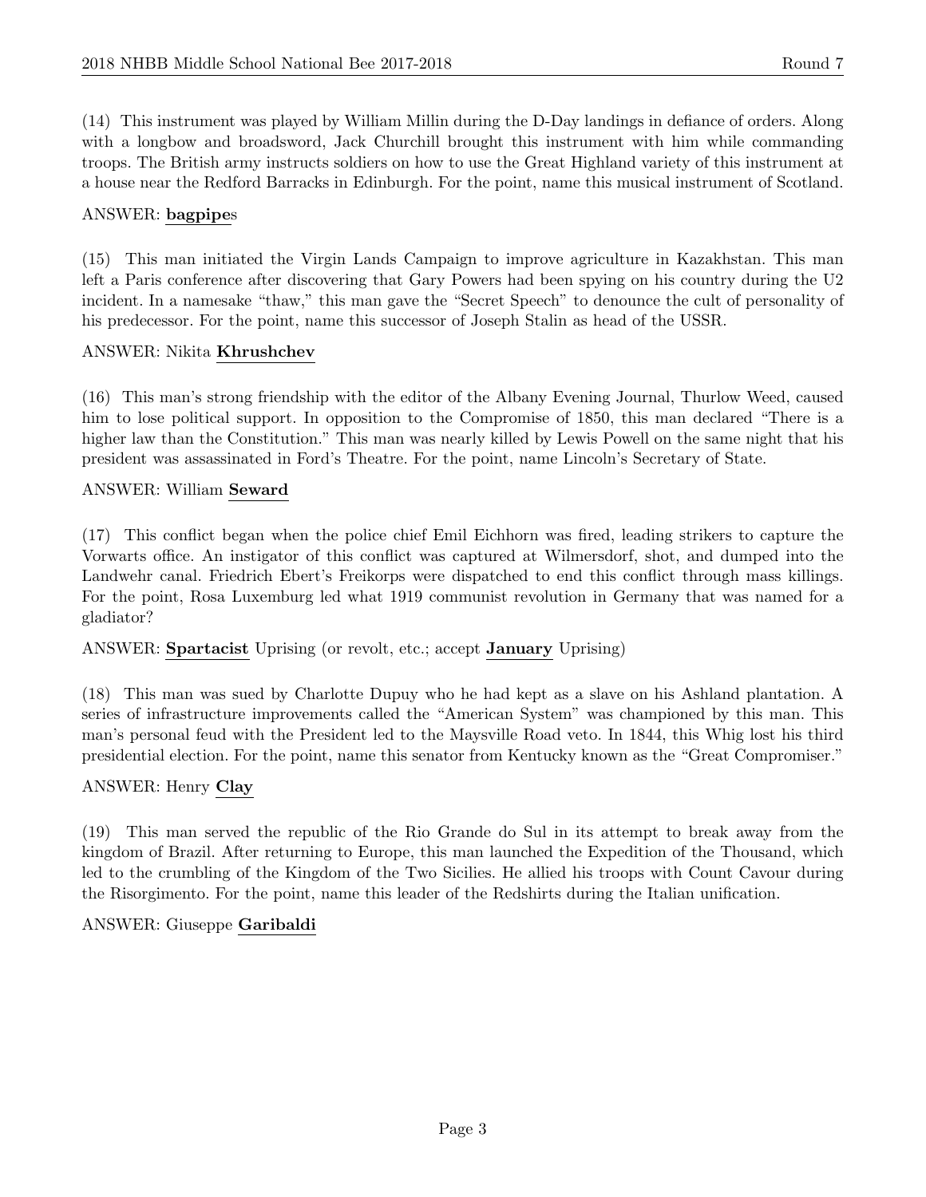(14) This instrument was played by William Millin during the D-Day landings in defiance of orders. Along with a longbow and broadsword, Jack Churchill brought this instrument with him while commanding troops. The British army instructs soldiers on how to use the Great Highland variety of this instrument at a house near the Redford Barracks in Edinburgh. For the point, name this musical instrument of Scotland.

ANSWER: **bagpipe**s

(15) This man initiated the Virgin Lands Campaign to improve agriculture in Kazakhstan. This man left a Paris conference after discovering that Gary Powers had been spying on his country during the U2 incident. In a namesake "thaw," this man gave the "Secret Speech" to denounce the cult of personality of his predecessor. For the point, name this successor of Joseph Stalin as head of the USSR.

ANSWER: Nikita **Khrushchev**

(16) This man's strong friendship with the editor of the Albany Evening Journal, Thurlow Weed, caused him to lose political support. In opposition to the Compromise of 1850, this man declared "There is a higher law than the Constitution." This man was nearly killed by Lewis Powell on the same night that his president was assassinated in Ford's Theatre. For the point, name Lincoln's Secretary of State.

ANSWER: William **Seward**

(17) This conflict began when the police chief Emil Eichhorn was fired, leading strikers to capture the Vorwarts office. An instigator of this conflict was captured at Wilmersdorf, shot, and dumped into the Landwehr canal. Friedrich Ebert's Freikorps were dispatched to end this conflict through mass killings. For the point, Rosa Luxemburg led what 1919 communist revolution in Germany that was named for a gladiator?

ANSWER: **Spartacist** Uprising (or revolt, etc.; accept **January** Uprising)

(18) This man was sued by Charlotte Dupuy who he had kept as a slave on his Ashland plantation. A series of infrastructure improvements called the "American System" was championed by this man. This man's personal feud with the President led to the Maysville Road veto. In 1844, this Whig lost his third presidential election. For the point, name this senator from Kentucky known as the "Great Compromiser."

ANSWER: Henry **Clay**

(19) This man served the republic of the Rio Grande do Sul in its attempt to break away from the kingdom of Brazil. After returning to Europe, this man launched the Expedition of the Thousand, which led to the crumbling of the Kingdom of the Two Sicilies. He allied his troops with Count Cavour during the Risorgimento. For the point, name this leader of the Redshirts during the Italian unification.

ANSWER: Giuseppe **Garibaldi**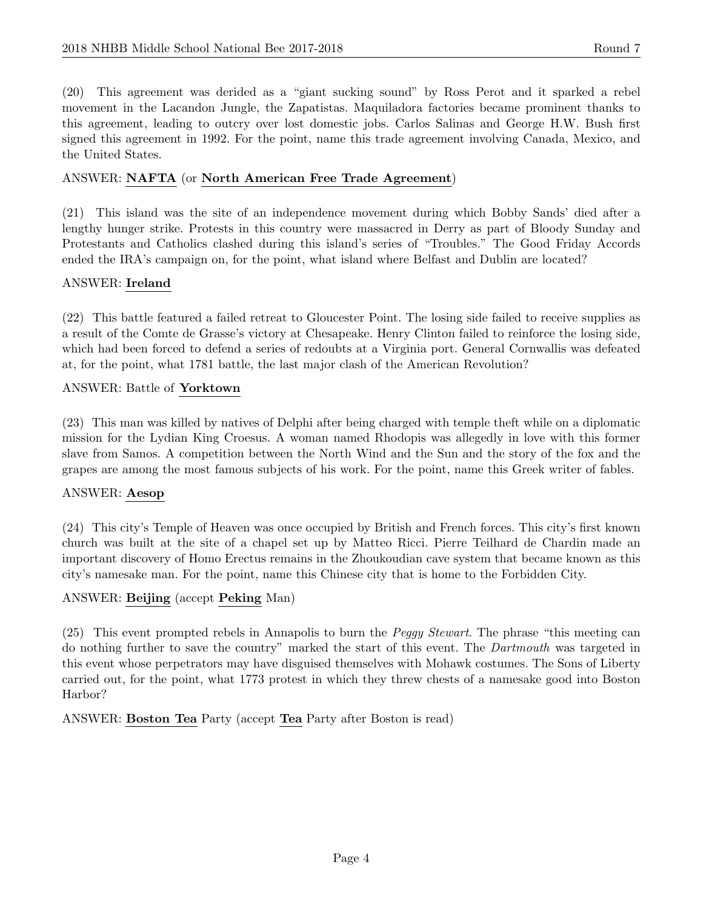(20) This agreement was derided as a "giant sucking sound" by Ross Perot and it sparked a rebel movement in the Lacandon Jungle, the Zapatistas. Maquiladora factories became prominent thanks to this agreement, leading to outcry over lost domestic jobs. Carlos Salinas and George H.W. Bush first signed this agreement in 1992. For the point, name this trade agreement involving Canada, Mexico, and the United States.

ANSWER: **NAFTA** (or **North American Free Trade Agreement**)

(21) This island was the site of an independence movement during which Bobby Sands' died after a lengthy hunger strike. Protests in this country were massacred in Derry as part of Bloody Sunday and Protestants and Catholics clashed during this island's series of "Troubles." The Good Friday Accords ended the IRA's campaign on, for the point, what island where Belfast and Dublin are located?

ANSWER: **Ireland**

(22) This battle featured a failed retreat to Gloucester Point. The losing side failed to receive supplies as a result of the Comte de Grasse's victory at Chesapeake. Henry Clinton failed to reinforce the losing side, which had been forced to defend a series of redoubts at a Virginia port. General Cornwallis was defeated at, for the point, what 1781 battle, the last major clash of the American Revolution?

ANSWER: Battle of **Yorktown**

(23) This man was killed by natives of Delphi after being charged with temple theft while on a diplomatic mission for the Lydian King Croesus. A woman named Rhodopis was allegedly in love with this former slave from Samos. A competition between the North Wind and the Sun and the story of the fox and the grapes are among the most famous subjects of his work. For the point, name this Greek writer of fables.

ANSWER: **Aesop**

(24) This city's Temple of Heaven was once occupied by British and French forces. This city's first known church was built at the site of a chapel set up by Matteo Ricci. Pierre Teilhard de Chardin made an important discovery of Homo Erectus remains in the Zhoukoudian cave system that became known as this city's namesake man. For the point, name this Chinese city that is home to the Forbidden City.

ANSWER: **Beijing** (accept **Peking** Man)

(25) This event prompted rebels in Annapolis to burn the *Peggy Stewart*. The phrase "this meeting can do nothing further to save the country" marked the start of this event. The *Dartmouth* was targeted in this event whose perpetrators may have disguised themselves with Mohawk costumes. The Sons of Liberty carried out, for the point, what 1773 protest in which they threw chests of a namesake good into Boston Harbor?

ANSWER: **Boston Tea** Party (accept **Tea** Party after Boston is read)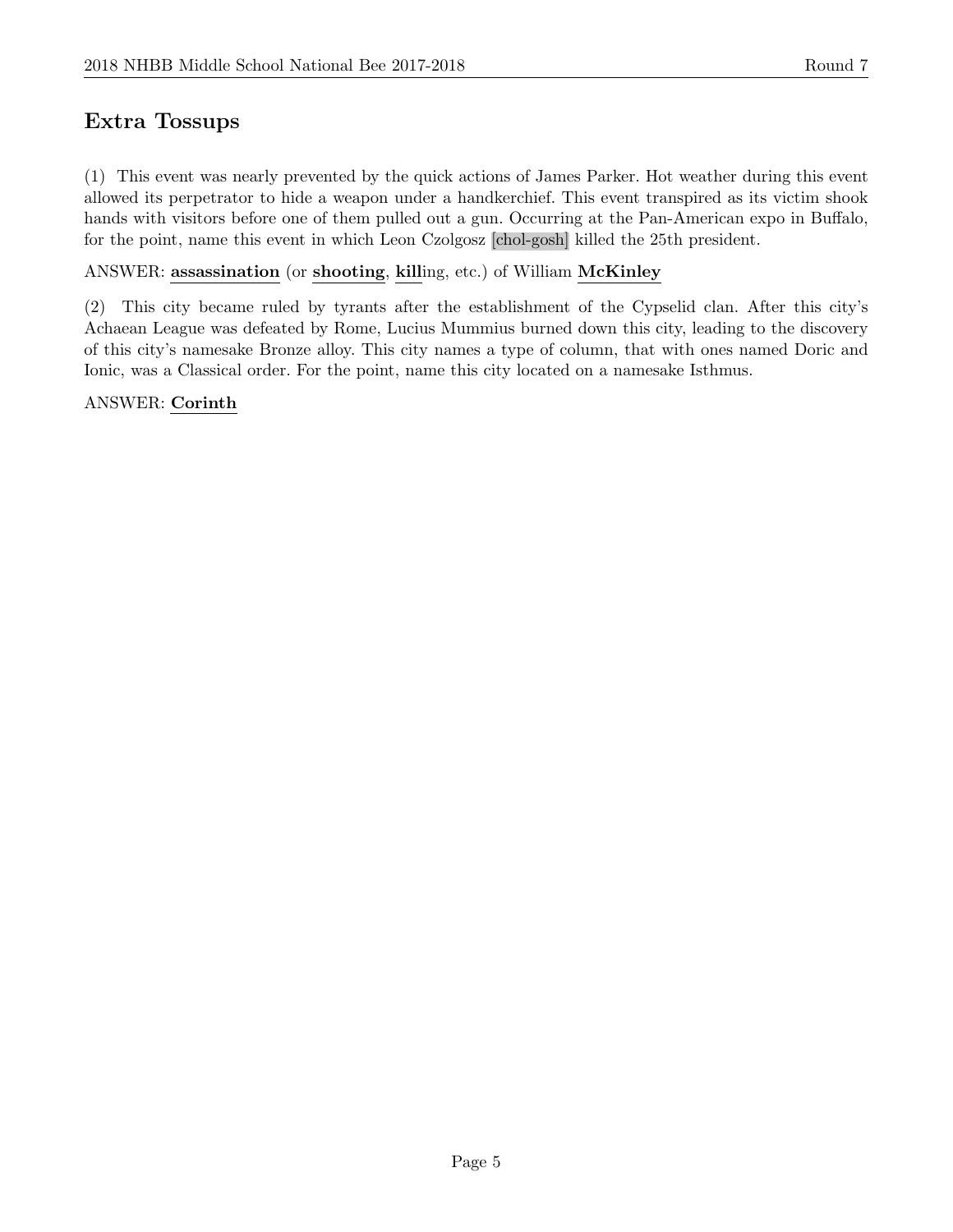## Extra Tossups

(1) This event was nearly prevented by the quick actions of James Parker. Hot weather during this event allowed its perpetrator to hide a weapon under a handkerchief. This event transpired as its victim shook hands with visitors before one of them pulled out a gun. Occurring at the Pan-American expo in Buffalo, for the point, name this event in which Leon Czolgosz [chol-gosh] killed the 25th president.

ANSWER: **assassination** (or **shooting**, **kill**ing, etc.) of William **McKinley**

(2) This city became ruled by tyrants after the establishment of the Cypselid clan. After this city's Achaean League was defeated by Rome, Lucius Mummius burned down this city, leading to the discovery of this city's namesake Bronze alloy. This city names a type of column, that with ones named Doric and Ionic, was a Classical order. For the point, name this city located on a namesake Isthmus.

ANSWER: **Corinth**